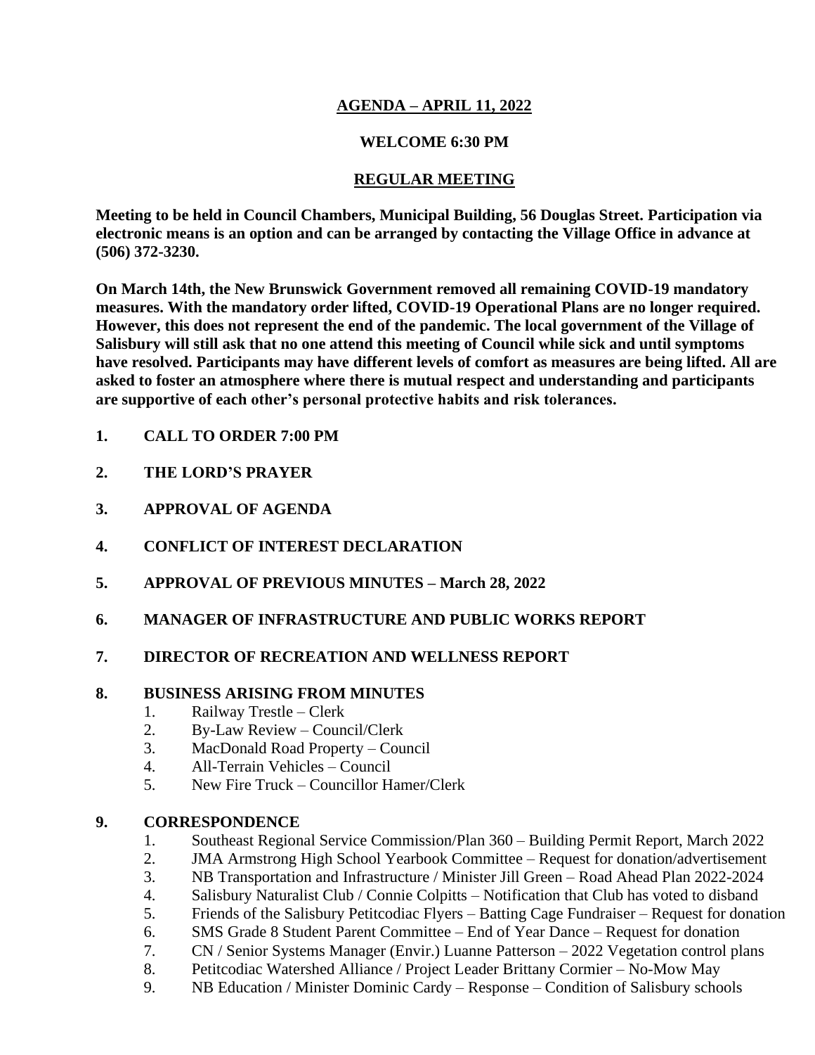**AGENDA – APRIL 11, 2022**

**WELCOME 6:30 PM**

**REGULAR MEETING**

**Meeting to be held in Council Chambers, Municipal Building, 56 Douglas Street. Participation via electronic means is an option and can be arranged by contacting the Village Office in advance at (506) 372-3230.**

**On March 14th, the New Brunswick Government removed all remaining COVID-19 mandatory measures. With the mandatory order lifted, COVID-19 Operational Plans are no longer required. However, this does not represent the end of the pandemic. The local government of the Village of Salisbury will still ask that no one attend this meeting of Council while sick and until symptoms have resolved. Participants may have different levels of comfort as measures are being lifted. All are asked to foster an atmosphere where there is mutual respect and understanding and participants are supportive of each other's personal protective habits and risk tolerances.**

1. **CALL TO ORDER 7:00 PM**
2. **THE LORD'S PRAYER**
3. **APPROVAL OF AGENDA**
4. **CONFLICT OF INTEREST DECLARATION**
5. **APPROVAL OF PREVIOUS MINUTES – March 28, 2022**
6. **MANAGER OF INFRASTRUCTURE AND PUBLIC WORKS REPORT**
7. **DIRECTOR OF RECREATION AND WELLNESS REPORT**
8. **BUSINESS ARISING FROM MINUTES**
   1. Railway Trestle – Clerk
   2. By-Law Review – Council/Clerk
   3. MacDonald Road Property – Council
   4. All-Terrain Vehicles – Council
   5. New Fire Truck – Councillor Hamer/Clerk
9. **CORRESPONDENCE**
   1. Southeast Regional Service Commission/Plan 360 – Building Permit Report, March 2022
   2. JMA Armstrong High School Yearbook Committee – Request for donation/advertisement
   3. NB Transportation and Infrastructure / Minister Jill Green – Road Ahead Plan 2022-2024
   4. Salisbury Naturalist Club / Connie Colpitts – Notification that Club has voted to disband
   5. Friends of the Salisbury Petitcodiac Flyers – Batting Cage Fundraiser – Request for donation
   6. SMS Grade 8 Student Parent Committee – End of Year Dance – Request for donation
   7. CN / Senior Systems Manager (Envir.) Luanne Patterson – 2022 Vegetation control plans
   8. Petitcodiac Watershed Alliance / Project Leader Brittany Cormier – No-Mow May
   9. NB Education / Minister Dominic Cardy – Response – Condition of Salisbury schools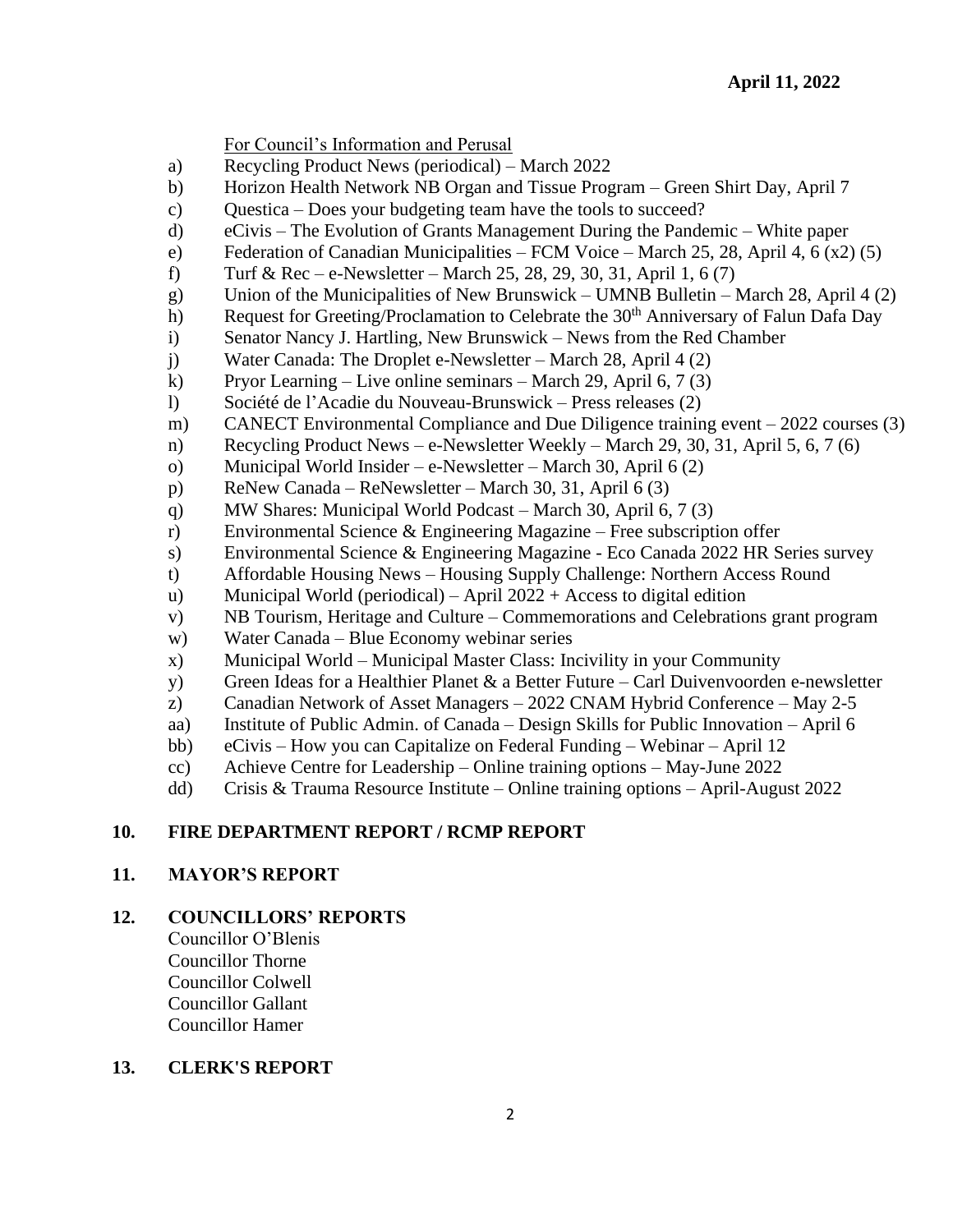**April 11, 2022**

For Council's Information and Perusal

a) Recycling Product News (periodical) – March 2022
b) Horizon Health Network NB Organ and Tissue Program – Green Shirt Day, April 7
c) Questica – Does your budgeting team have the tools to succeed?
d) eCivis – The Evolution of Grants Management During the Pandemic – White paper
e) Federation of Canadian Municipalities – FCM Voice – March 25, 28, April 4, 6 (x2) (5)
f) Turf & Rec – e-Newsletter – March 25, 28, 29, 30, 31, April 1, 6 (7)
g) Union of the Municipalities of New Brunswick – UMNB Bulletin – March 28, April 4 (2)
h) Request for Greeting/Proclamation to Celebrate the 30th Anniversary of Falun Dafa Day
i) Senator Nancy J. Hartling, New Brunswick – News from the Red Chamber
j) Water Canada: The Droplet e-Newsletter – March 28, April 4 (2)
k) Pryor Learning – Live online seminars – March 29, April 6, 7 (3)
l) Société de l'Acadie du Nouveau-Brunswick – Press releases (2)
m) CANECT Environmental Compliance and Due Diligence training event – 2022 courses (3)
n) Recycling Product News – e-Newsletter Weekly – March 29, 30, 31, April 5, 6, 7 (6)
o) Municipal World Insider – e-Newsletter – March 30, April 6 (2)
p) ReNew Canada – ReNewsletter – March 30, 31, April 6 (3)
q) MW Shares: Municipal World Podcast – March 30, April 6, 7 (3)
r) Environmental Science & Engineering Magazine – Free subscription offer
s) Environmental Science & Engineering Magazine - Eco Canada 2022 HR Series survey
t) Affordable Housing News – Housing Supply Challenge: Northern Access Round
u) Municipal World (periodical) – April 2022 + Access to digital edition
v) NB Tourism, Heritage and Culture – Commemorations and Celebrations grant program
w) Water Canada – Blue Economy webinar series
x) Municipal World – Municipal Master Class: Incivility in your Community
y) Green Ideas for a Healthier Planet & a Better Future – Carl Duivenvoorden e-newsletter
z) Canadian Network of Asset Managers – 2022 CNAM Hybrid Conference – May 2-5
aa) Institute of Public Admin. of Canada – Design Skills for Public Innovation – April 6
bb) eCivis – How you can Capitalize on Federal Funding – Webinar – April 12
cc) Achieve Centre for Leadership – Online training options – May-June 2022
dd) Crisis & Trauma Resource Institute – Online training options – April-August 2022

## 10. FIRE DEPARTMENT REPORT / RCMP REPORT

## 11. MAYOR'S REPORT

## 12. COUNCILLORS' REPORTS

Councillor O'Blenis
Councillor Thorne
Councillor Colwell
Councillor Gallant
Councillor Hamer

## 13. CLERK'S REPORT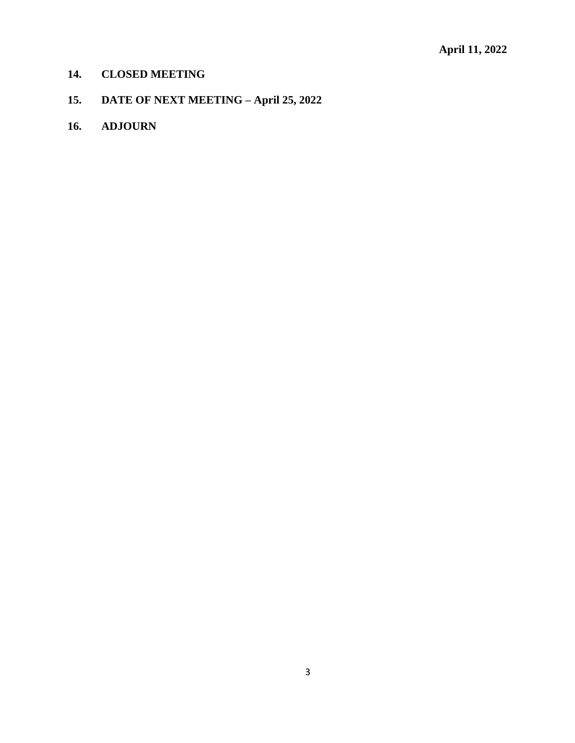**April 11, 2022**

**14. CLOSED MEETING**

**15. DATE OF NEXT MEETING – April 25, 2022**

**16. ADJOURN**